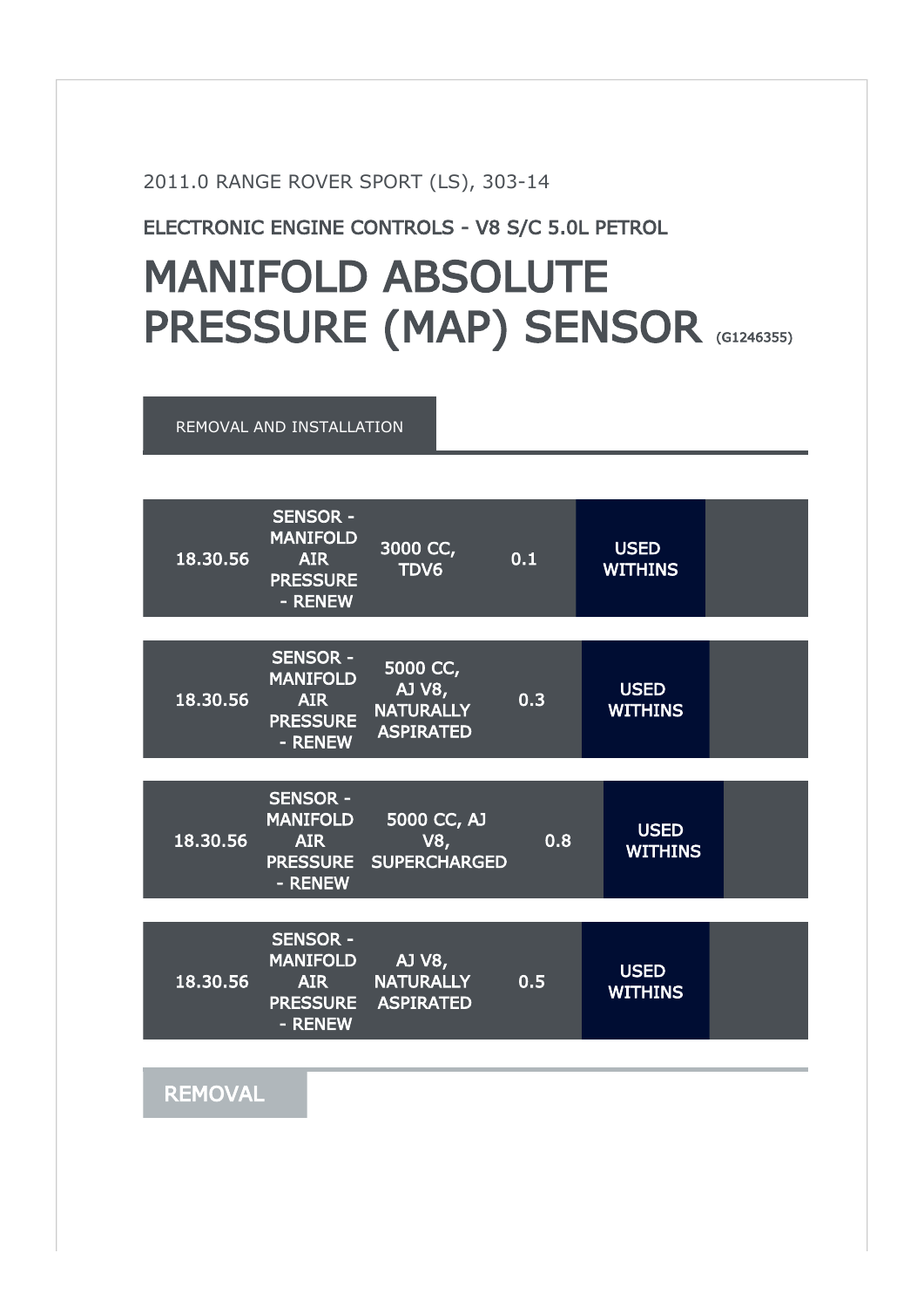2011.0 RANGE ROVER SPORT (LS), 303-14

ELECTRONIC ENGINE CONTROLS - V8 S/C 5.0L PETROL

# MANIFOLD ABSOLUTE PRESSURE (MAP) SENSOR (G1246355)

REMOVAL AND INSTALLATION

| | | | | | |
|---|---|---|---|---|---|
| 18.30.56 | SENSOR - MANIFOLD AIR PRESSURE - RENEW | 3000 CC, TDV6 | 0.1 | USED WITHINS | |
| 18.30.56 | SENSOR - MANIFOLD AIR PRESSURE - RENEW | 5000 CC, AJ V8, NATURALLY ASPIRATED | 0.3 | USED WITHINS | |
| 18.30.56 | SENSOR - MANIFOLD AIR PRESSURE - RENEW | 5000 CC, AJ V8, SUPERCHARGED | 0.8 | USED WITHINS | |
| 18.30.56 | SENSOR - MANIFOLD AIR PRESSURE - RENEW | AJ V8, NATURALLY ASPIRATED | 0.5 | USED WITHINS | |

## REMOVAL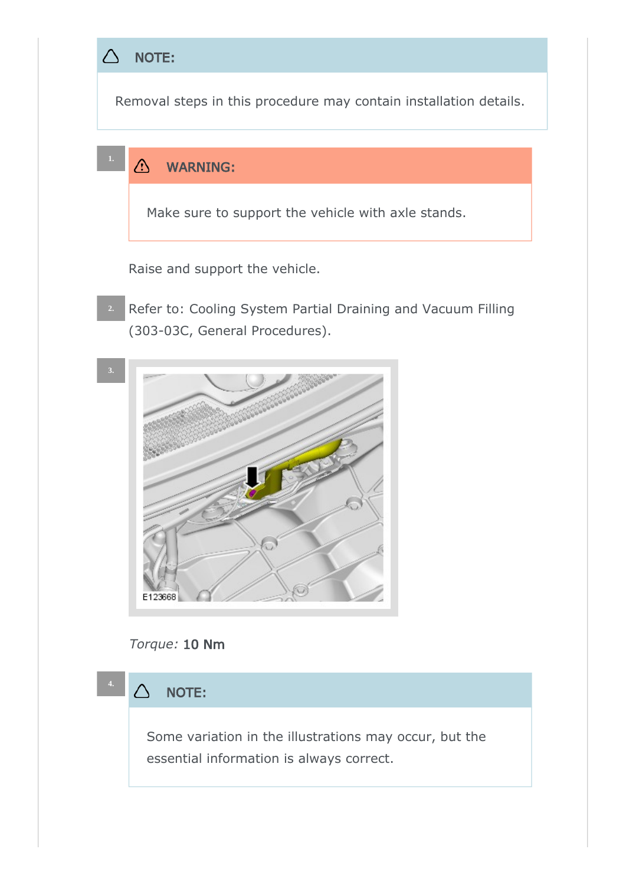> **NOTE:**
>
> Removal steps in this procedure may contain installation details.

1.

> **WARNING:**
>
> Make sure to support the vehicle with axle stands.

Raise and support the vehicle.

2. Refer to: Cooling System Partial Draining and Vacuum Filling (303-03C, General Procedures).

3.

E123668

*Torque:* 10 Nm

4.

> **NOTE:**
>
> Some variation in the illustrations may occur, but the essential information is always correct.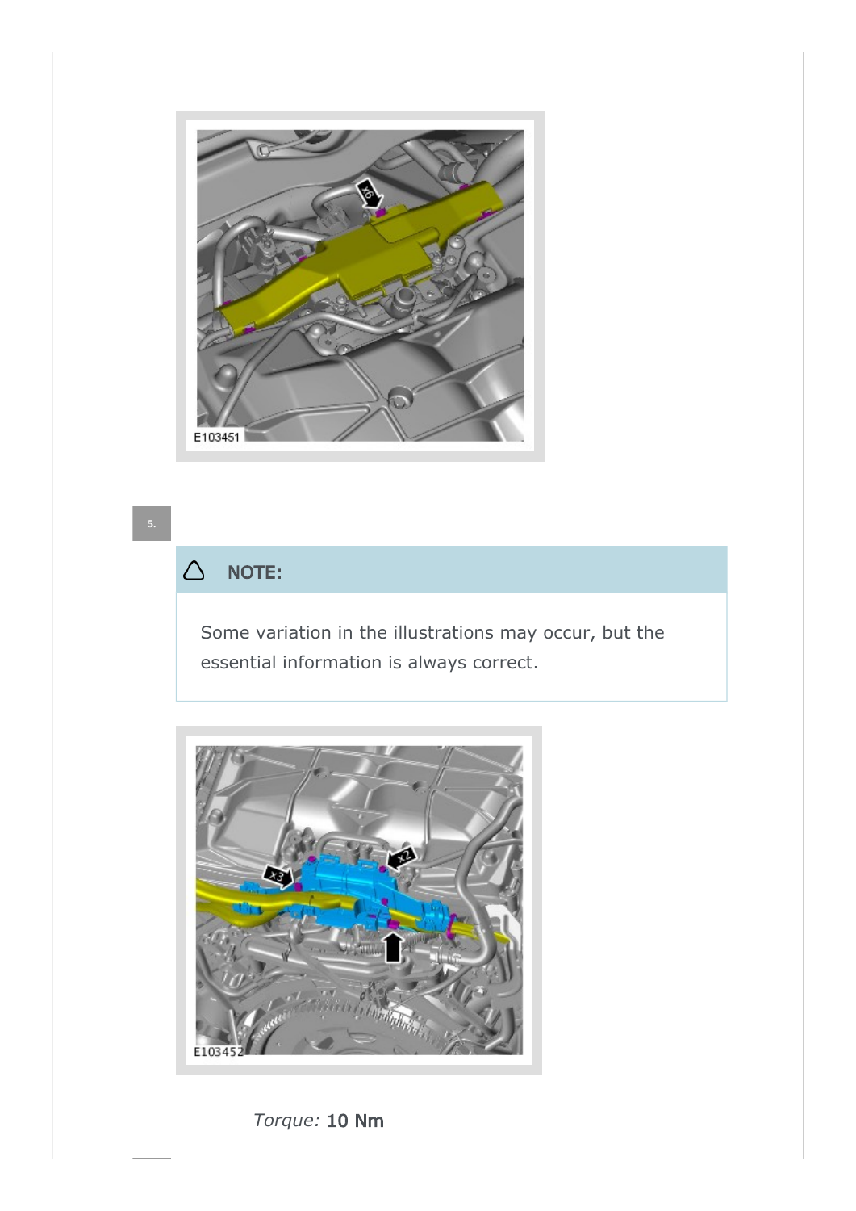E103451

5.

> **NOTE:**
>
> Some variation in the illustrations may occur, but the essential information is always correct.

E103452

*Torque:* 10 Nm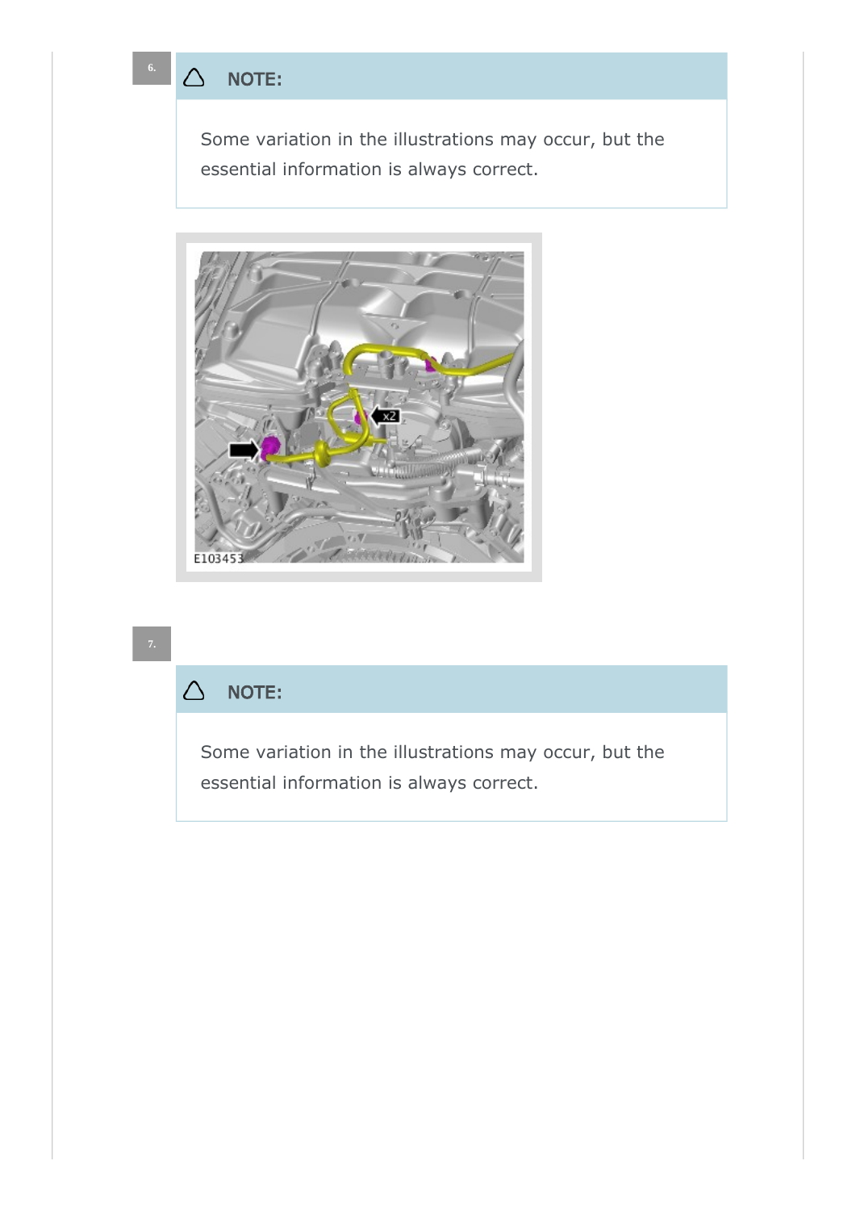6.

**NOTE:**

Some variation in the illustrations may occur, but the essential information is always correct.

7.

**NOTE:**

Some variation in the illustrations may occur, but the essential information is always correct.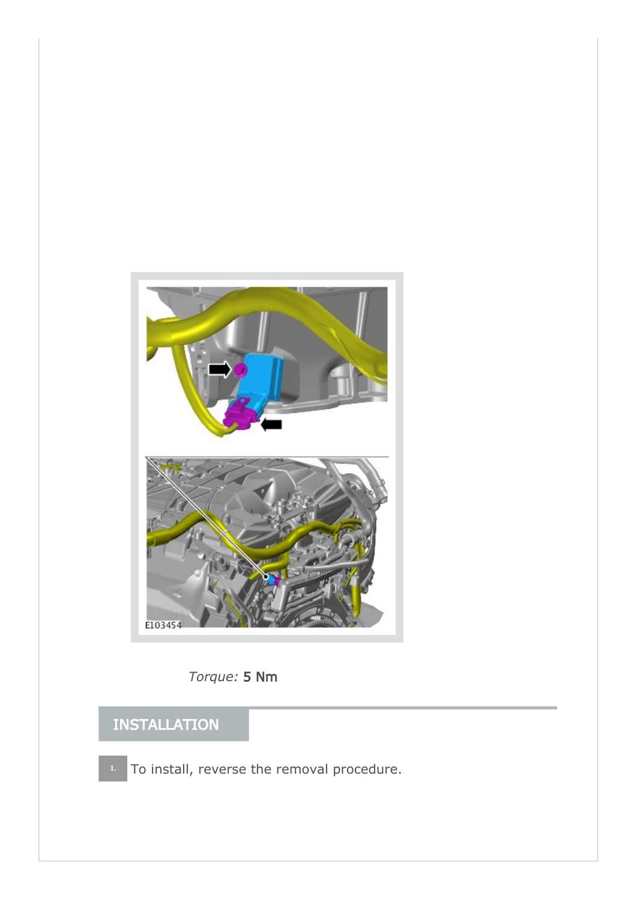E103454

*Torque:* 5 Nm

## INSTALLATION

1. To install, reverse the removal procedure.